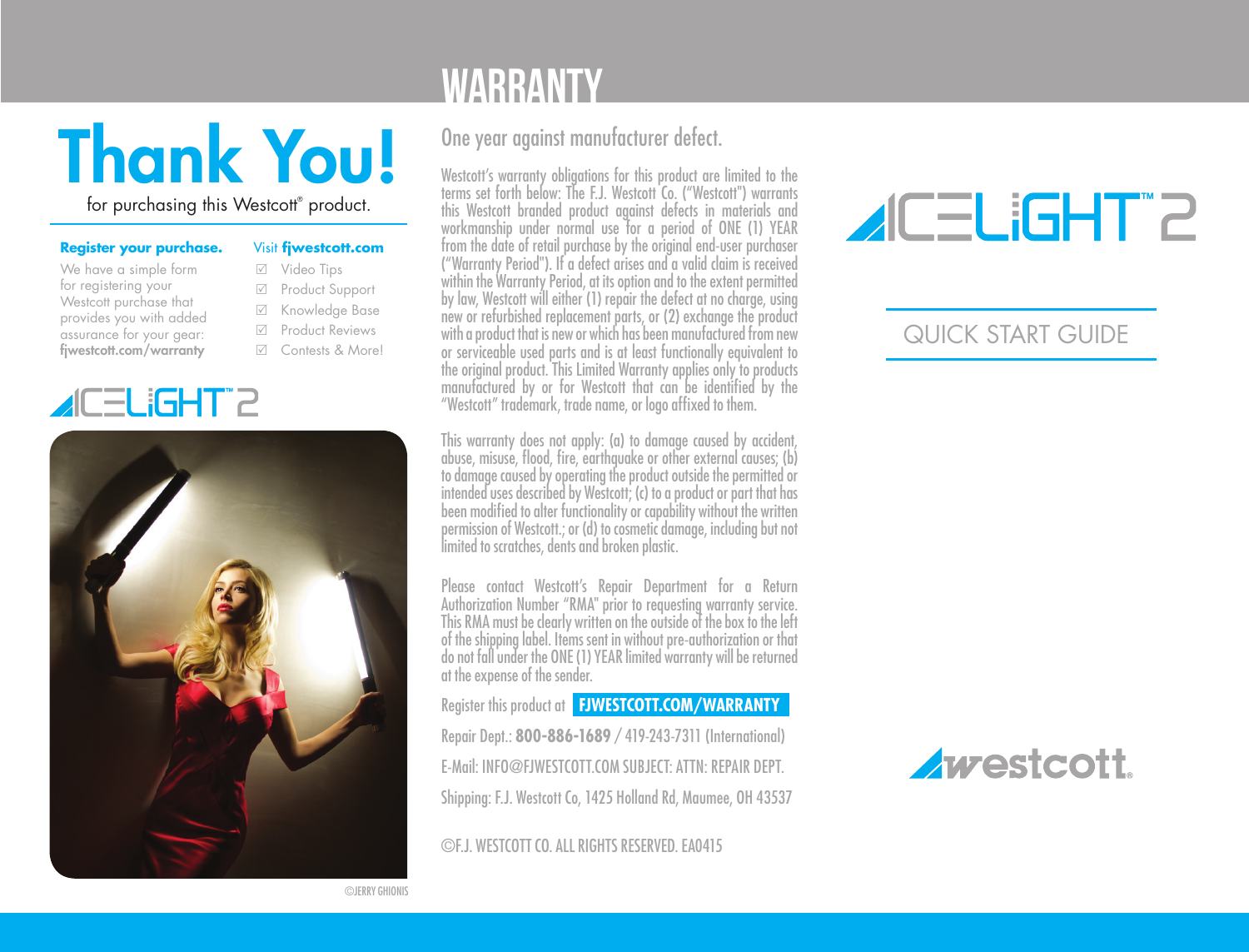# Thank You!

for purchasing this Westcott® product.

**Register your purchase.**

We have a simple form for registering your Westcott purchase that provides you with added assurance for your gear: **fjwestcott.com/warranty**

Visit **fjwestcott.com**

- ☑ Video Tips
- ☑ Product Support
- ☑ Knowledge Base
- ☑ Product Reviews
- ☑ Contests & More!

ICELIGHT™ 2

©JERRY GHIONIS

# WARRANTY

## One year against manufacturer defect.

Westcott's warranty obligations for this product are limited to the terms set forth below: The F.J. Westcott Co. ("Westcott") warrants this Westcott branded product against defects in materials and workmanship under normal use for a period of ONE (1) YEAR from the date of retail purchase by the original end-user purchaser ("Warranty Period"). If a defect arises and a valid claim is received within the Warranty Period, at its option and to the extent permitted by law, Westcott will either (1) repair the defect at no charge, using new or refurbished replacement parts, or (2) exchange the product with a product that is new or which has been manufactured from new or serviceable used parts and is at least functionally equivalent to the original product. This Limited Warranty applies only to products manufactured by or for Westcott that can be identified by the "Westcott" trademark, trade name, or logo affixed to them.

This warranty does not apply: (a) to damage caused by accident, abuse, misuse, flood, fire, earthquake or other external causes; (b) to damage caused by operating the product outside the permitted or intended uses described by Westcott; (c) to a product or part that has been modified to alter functionality or capability without the written permission of Westcott.; or (d) to cosmetic damage, including but not limited to scratches, dents and broken plastic.

Please contact Westcott's Repair Department for a Return Authorization Number "RMA" prior to requesting warranty service. This RMA must be clearly written on the outside of the box to the left of the shipping label. Items sent in without pre-authorization or that do not fall under the ONE (1) YEAR limited warranty will be returned at the expense of the sender.

Register this product at **FJWESTCOTT.COM/WARRANTY**

Repair Dept.: **800-886-1689** / 419-243-7311 (International)

E-Mail: INFO@FJWESTCOTT.COM SUBJECT: ATTN: REPAIR DEPT.

Shipping: F.J. Westcott Co, 1425 Holland Rd, Maumee, OH 43537

©F.J. WESTCOTT CO. ALL RIGHTS RESERVED. EA0415

# ICELIGHT™ 2

## QUICK START GUIDE

westcott®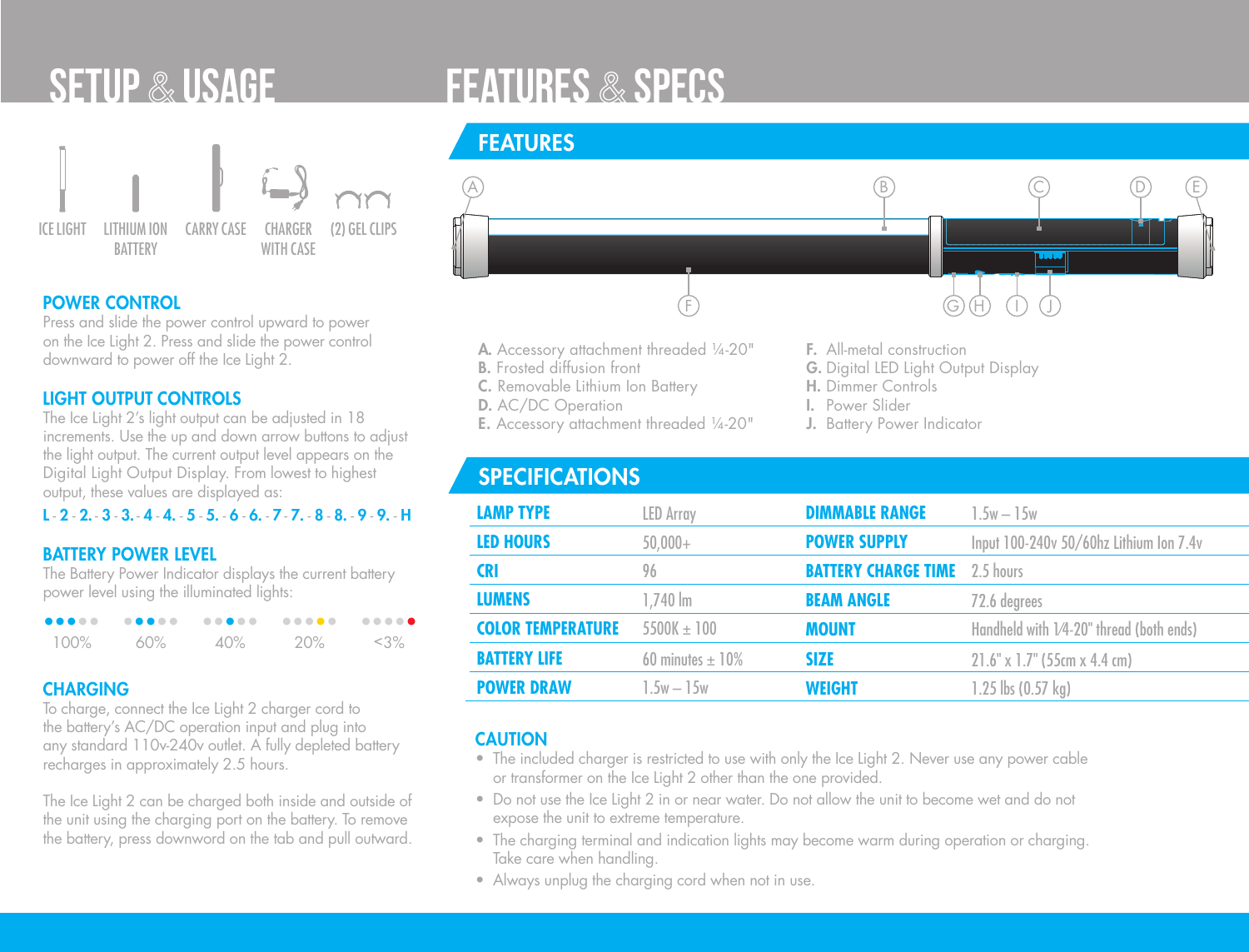# SETUP & USAGE

ICE LIGHT

LITHIUM ION BATTERY

CARRY CASE

CHARGER WITH CASE

(2) GEL CLIPS

## POWER CONTROL

Press and slide the power control upward to power on the Ice Light 2. Press and slide the power control downward to power off the Ice Light 2.

## LIGHT OUTPUT CONTROLS

The Ice Light 2's light output can be adjusted in 18 increments. Use the up and down arrow buttons to adjust the light output. The current output level appears on the Digital Light Output Display. From lowest to highest output, these values are displayed as:

L - 2 - 2. - 3 - 3. - 4 - 4. - 5 - 5. - 6 - 6. - 7 - 7. - 8 - 8. - 9 - 9. - H

## BATTERY POWER LEVEL

The Battery Power Indicator displays the current battery power level using the illuminated lights:

100%

60%

40%

20%

<3%

## CHARGING

To charge, connect the Ice Light 2 charger cord to the battery's AC/DC operation input and plug into any standard 110v-240v outlet. A fully depleted battery recharges in approximately 2.5 hours.

The Ice Light 2 can be charged both inside and outside of the unit using the charging port on the battery. To remove the battery, press downward on the tab and pull outward.

# FEATURES & SPECS

## FEATURES

A B C D E F G H I J

**A.** Accessory attachment threaded ¼-20"
**B.** Frosted diffusion front
**C.** Removable Lithium Ion Battery
**D.** AC/DC Operation
**E.** Accessory attachment threaded ¼-20"
**F.** All-metal construction
**G.** Digital LED Light Output Display
**H.** Dimmer Controls
**I.** Power Slider
**J.** Battery Power Indicator

## SPECIFICATIONS

| | | | |
|---|---|---|---|
| **LAMP TYPE** | LED Array | **DIMMABLE RANGE** | 1.5w – 15w |
| **LED HOURS** | 50,000+ | **POWER SUPPLY** | Input 100-240v 50/60hz Lithium Ion 7.4v |
| **CRI** | 96 | **BATTERY CHARGE TIME** | 2.5 hours |
| **LUMENS** | 1,740 lm | **BEAM ANGLE** | 72.6 degrees |
| **COLOR TEMPERATURE** | 5500K ± 100 | **MOUNT** | Handheld with 1/4-20" thread (both ends) |
| **BATTERY LIFE** | 60 minutes ± 10% | **SIZE** | 21.6" x 1.7" (55cm x 4.4 cm) |
| **POWER DRAW** | 1.5w – 15w | **WEIGHT** | 1.25 lbs (0.57 kg) |

## CAUTION

- The included charger is restricted to use with only the Ice Light 2. Never use any power cable or transformer on the Ice Light 2 other than the one provided.
- Do not use the Ice Light 2 in or near water. Do not allow the unit to become wet and do not expose the unit to extreme temperature.
- The charging terminal and indication lights may become warm during operation or charging. Take care when handling.
- Always unplug the charging cord when not in use.